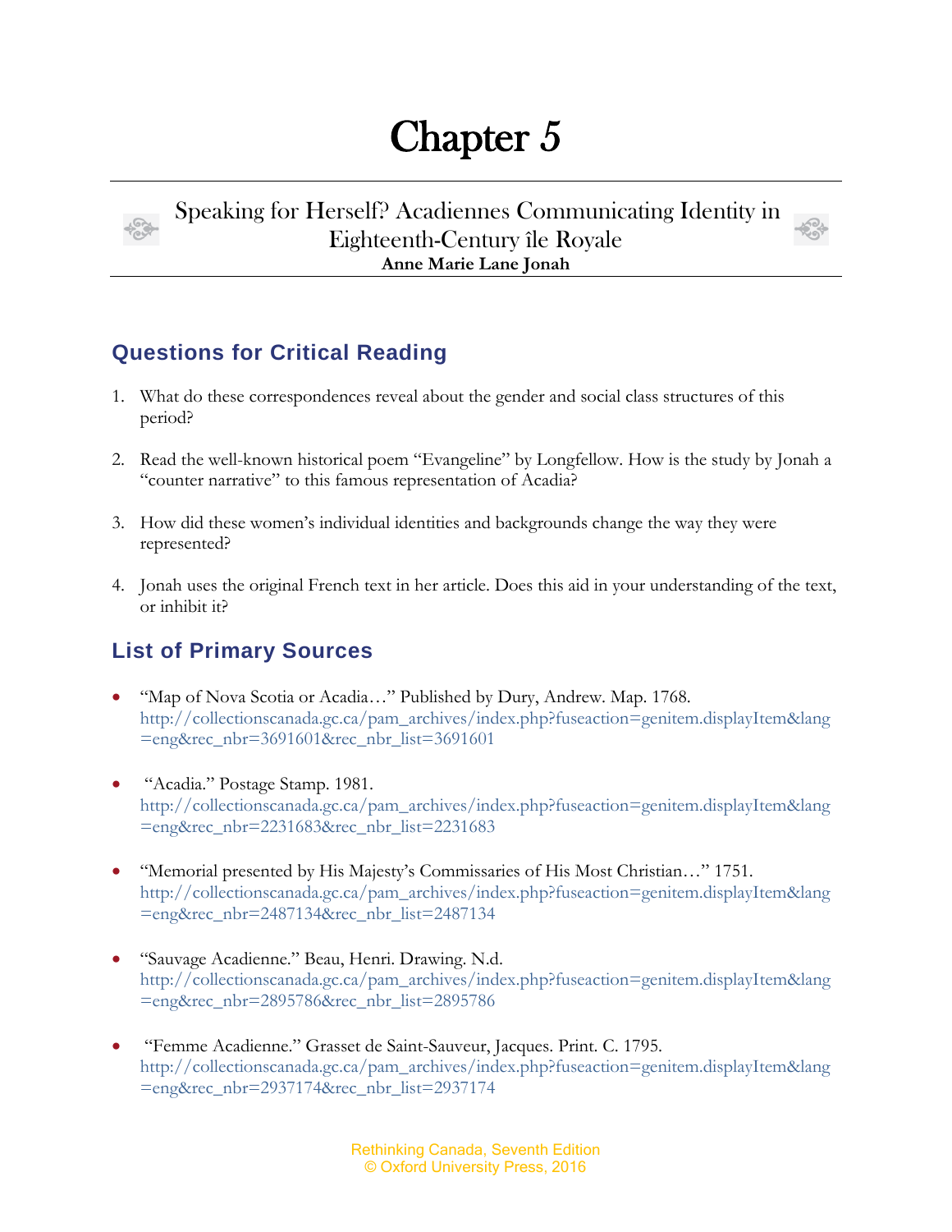# Chapter 5

## Speaking for Herself? Acadiennes Communicating Identity in Eighteenth-Century île Royale

**Anne Marie Lane Jonah**

## Questions for Critical Reading

1. What do these correspondences reveal about the gender and social class structures of this period?

2. Read the well-known historical poem "Evangeline" by Longfellow. How is the study by Jonah a "counter narrative" to this famous representation of Acadia?

3. How did these women's individual identities and backgrounds change the way they were represented?

4. Jonah uses the original French text in her article. Does this aid in your understanding of the text, or inhibit it?

## List of Primary Sources

- "Map of Nova Scotia or Acadia…" Published by Dury, Andrew. Map. 1768. http://collectionscanada.gc.ca/pam_archives/index.php?fuseaction=genitem.displayItem&lang=eng&rec_nbr=3691601&rec_nbr_list=3691601

- "Acadia." Postage Stamp. 1981. http://collectionscanada.gc.ca/pam_archives/index.php?fuseaction=genitem.displayItem&lang=eng&rec_nbr=2231683&rec_nbr_list=2231683

- "Memorial presented by His Majesty's Commissaries of His Most Christian…" 1751. http://collectionscanada.gc.ca/pam_archives/index.php?fuseaction=genitem.displayItem&lang=eng&rec_nbr=2487134&rec_nbr_list=2487134

- "Sauvage Acadienne." Beau, Henri. Drawing. N.d. http://collectionscanada.gc.ca/pam_archives/index.php?fuseaction=genitem.displayItem&lang=eng&rec_nbr=2895786&rec_nbr_list=2895786

- "Femme Acadienne." Grasset de Saint-Sauveur, Jacques. Print. C. 1795. http://collectionscanada.gc.ca/pam_archives/index.php?fuseaction=genitem.displayItem&lang=eng&rec_nbr=2937174&rec_nbr_list=2937174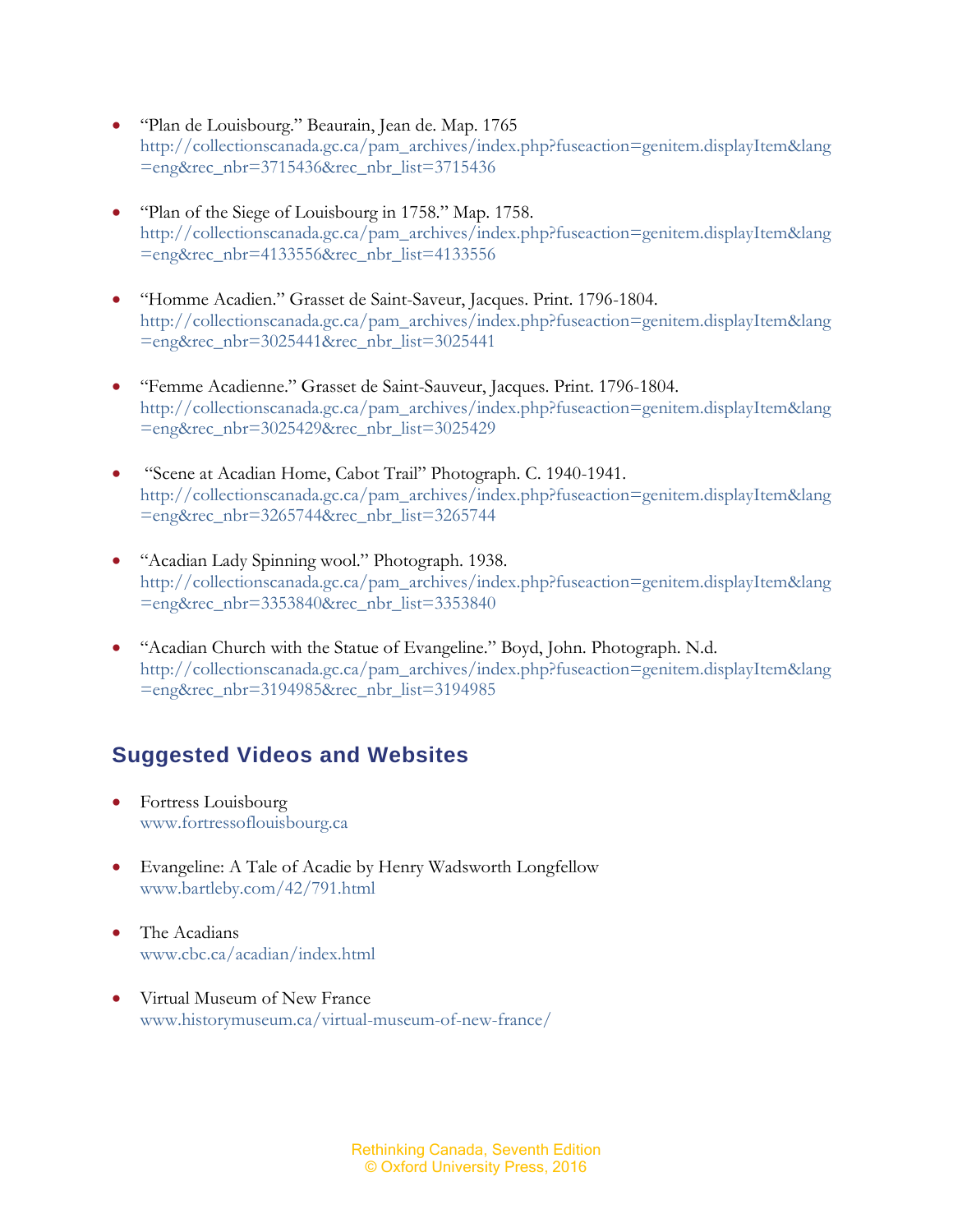- "Plan de Louisbourg." Beaurain, Jean de. Map. 1765
  http://collectionscanada.gc.ca/pam_archives/index.php?fuseaction=genitem.displayItem&lang=eng&rec_nbr=3715436&rec_nbr_list=3715436

- "Plan of the Siege of Louisbourg in 1758." Map. 1758.
  http://collectionscanada.gc.ca/pam_archives/index.php?fuseaction=genitem.displayItem&lang=eng&rec_nbr=4133556&rec_nbr_list=4133556

- "Homme Acadien." Grasset de Saint-Saveur, Jacques. Print. 1796-1804.
  http://collectionscanada.gc.ca/pam_archives/index.php?fuseaction=genitem.displayItem&lang=eng&rec_nbr=3025441&rec_nbr_list=3025441

- "Femme Acadienne." Grasset de Saint-Sauveur, Jacques. Print. 1796-1804.
  http://collectionscanada.gc.ca/pam_archives/index.php?fuseaction=genitem.displayItem&lang=eng&rec_nbr=3025429&rec_nbr_list=3025429

- "Scene at Acadian Home, Cabot Trail" Photograph. C. 1940-1941.
  http://collectionscanada.gc.ca/pam_archives/index.php?fuseaction=genitem.displayItem&lang=eng&rec_nbr=3265744&rec_nbr_list=3265744

- "Acadian Lady Spinning wool." Photograph. 1938.
  http://collectionscanada.gc.ca/pam_archives/index.php?fuseaction=genitem.displayItem&lang=eng&rec_nbr=3353840&rec_nbr_list=3353840

- "Acadian Church with the Statue of Evangeline." Boyd, John. Photograph. N.d.
  http://collectionscanada.gc.ca/pam_archives/index.php?fuseaction=genitem.displayItem&lang=eng&rec_nbr=3194985&rec_nbr_list=3194985

## Suggested Videos and Websites

- Fortress Louisbourg
  www.fortressoflouisbourg.ca

- Evangeline: A Tale of Acadie by Henry Wadsworth Longfellow
  www.bartleby.com/42/791.html

- The Acadians
  www.cbc.ca/acadian/index.html

- Virtual Museum of New France
  www.historymuseum.ca/virtual-museum-of-new-france/